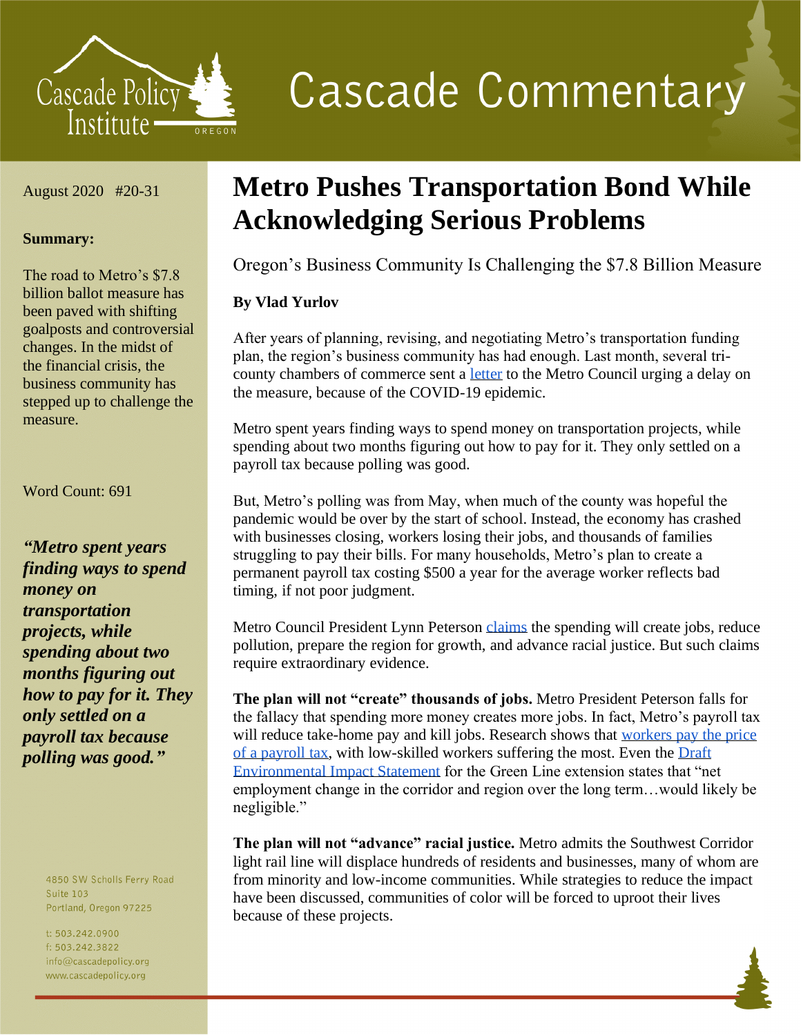# Cascade Commentary

August 2020 #20-31

**Summary:**

The road to Metro's $7.8 billion ballot measure has been paved with shifting goalposts and controversial changes. In the midst of the financial crisis, the business community has stepped up to challenge the measure.

Word Count: 691

***"Metro spent years finding ways to spend money on transportation projects, while spending about two months figuring out how to pay for it. They only settled on a payroll tax because polling was good."***

4850 SW Scholls Ferry Road
Suite 103
Portland, Oregon 97225

t: 503.242.0900
f: 503.242.3822
info@cascadepolicy.org
www.cascadepolicy.org

# Metro Pushes Transportation Bond While Acknowledging Serious Problems

Oregon's Business Community Is Challenging the $7.8 Billion Measure

**By Vlad Yurlov**

After years of planning, revising, and negotiating Metro's transportation funding plan, the region's business community has had enough. Last month, several tri-county chambers of commerce sent a letter to the Metro Council urging a delay on the measure, because of the COVID-19 epidemic.

Metro spent years finding ways to spend money on transportation projects, while spending about two months figuring out how to pay for it. They only settled on a payroll tax because polling was good.

But, Metro's polling was from May, when much of the county was hopeful the pandemic would be over by the start of school. Instead, the economy has crashed with businesses closing, workers losing their jobs, and thousands of families struggling to pay their bills. For many households, Metro's plan to create a permanent payroll tax costing $500 a year for the average worker reflects bad timing, if not poor judgment.

Metro Council President Lynn Peterson claims the spending will create jobs, reduce pollution, prepare the region for growth, and advance racial justice. But such claims require extraordinary evidence.

**The plan will not "create" thousands of jobs.** Metro President Peterson falls for the fallacy that spending more money creates more jobs. In fact, Metro's payroll tax will reduce take-home pay and kill jobs. Research shows that workers pay the price of a payroll tax, with low-skilled workers suffering the most. Even the Draft Environmental Impact Statement for the Green Line extension states that "net employment change in the corridor and region over the long term…would likely be negligible."

**The plan will not "advance" racial justice.** Metro admits the Southwest Corridor light rail line will displace hundreds of residents and businesses, many of whom are from minority and low-income communities. While strategies to reduce the impact have been discussed, communities of color will be forced to uproot their lives because of these projects.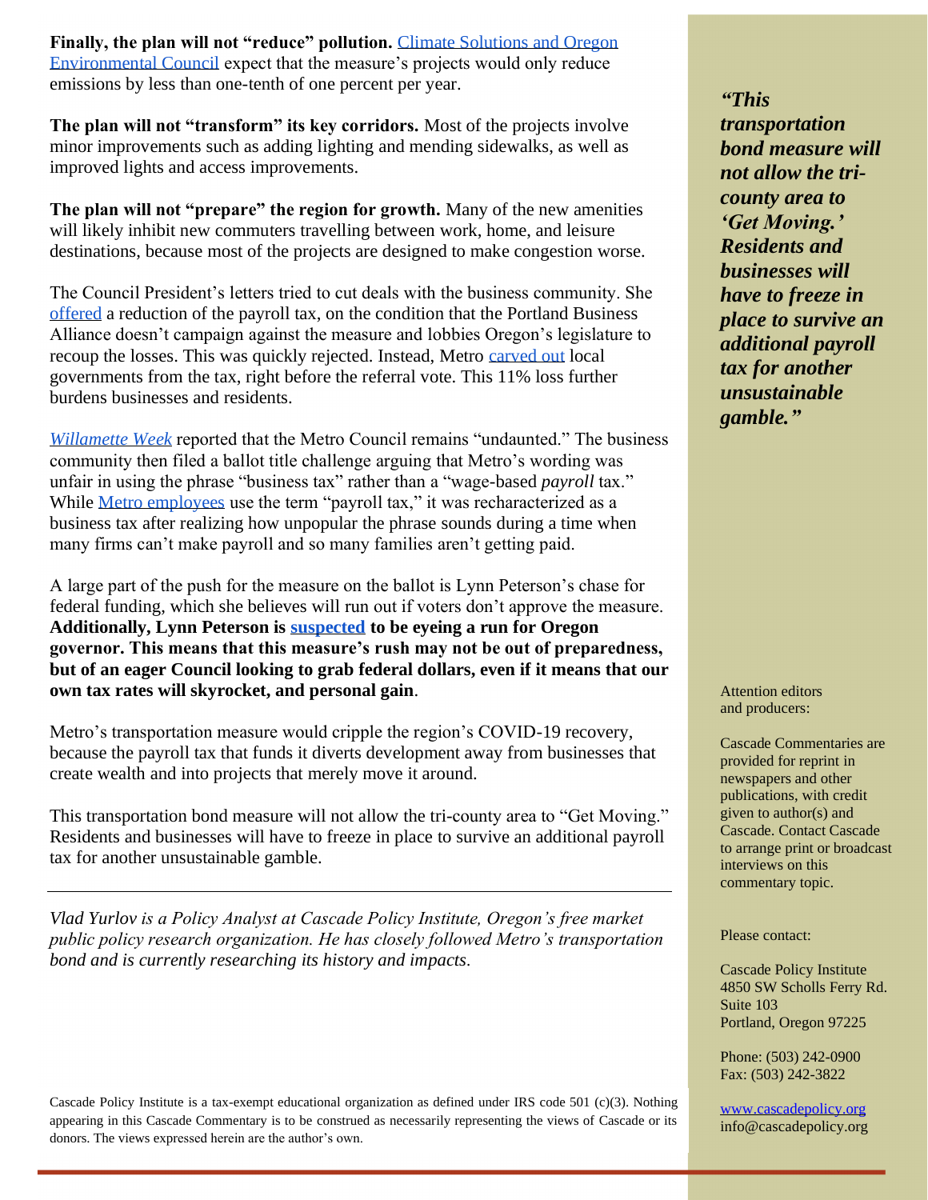**Finally, the plan will not "reduce" pollution.** [Climate Solutions and Oregon Environmental Council] expect that the measure's projects would only reduce emissions by less than one-tenth of one percent per year.

**The plan will not "transform" its key corridors.** Most of the projects involve minor improvements such as adding lighting and mending sidewalks, as well as improved lights and access improvements.

**The plan will not "prepare" the region for growth.** Many of the new amenities will likely inhibit new commuters travelling between work, home, and leisure destinations, because most of the projects are designed to make congestion worse.

The Council President's letters tried to cut deals with the business community. She offered a reduction of the payroll tax, on the condition that the Portland Business Alliance doesn't campaign against the measure and lobbies Oregon's legislature to recoup the losses. This was quickly rejected. Instead, Metro carved out local governments from the tax, right before the referral vote. This 11% loss further burdens businesses and residents.

*Willamette Week* reported that the Metro Council remains "undaunted." The business community then filed a ballot title challenge arguing that Metro's wording was unfair in using the phrase "business tax" rather than a "wage-based *payroll* tax." While Metro employees use the term "payroll tax," it was recharacterized as a business tax after realizing how unpopular the phrase sounds during a time when many firms can't make payroll and so many families aren't getting paid.

A large part of the push for the measure on the ballot is Lynn Peterson's chase for federal funding, which she believes will run out if voters don't approve the measure. **Additionally, Lynn Peterson is suspected to be eyeing a run for Oregon governor. This means that this measure's rush may not be out of preparedness, but of an eager Council looking to grab federal dollars, even if it means that our own tax rates will skyrocket, and personal gain**.

Metro's transportation measure would cripple the region's COVID-19 recovery, because the payroll tax that funds it diverts development away from businesses that create wealth and into projects that merely move it around.

This transportation bond measure will not allow the tri-county area to "Get Moving." Residents and businesses will have to freeze in place to survive an additional payroll tax for another unsustainable gamble.

***"This transportation bond measure will not allow the tri-county area to 'Get Moving.' Residents and businesses will have to freeze in place to survive an additional payroll tax for another unsustainable gamble."***

---

*Vlad Yurlov is a Policy Analyst at Cascade Policy Institute, Oregon's free market public policy research organization. He has closely followed Metro's transportation bond and is currently researching its history and impacts.*

Cascade Policy Institute is a tax-exempt educational organization as defined under IRS code 501 (c)(3). Nothing appearing in this Cascade Commentary is to be construed as necessarily representing the views of Cascade or its donors. The views expressed herein are the author's own.

Attention editors and producers:

Cascade Commentaries are provided for reprint in newspapers and other publications, with credit given to author(s) and Cascade. Contact Cascade to arrange print or broadcast interviews on this commentary topic.

Please contact:

Cascade Policy Institute
4850 SW Scholls Ferry Rd.
Suite 103
Portland, Oregon 97225

Phone: (503) 242-0900
Fax: (503) 242-3822

www.cascadepolicy.org
info@cascadepolicy.org